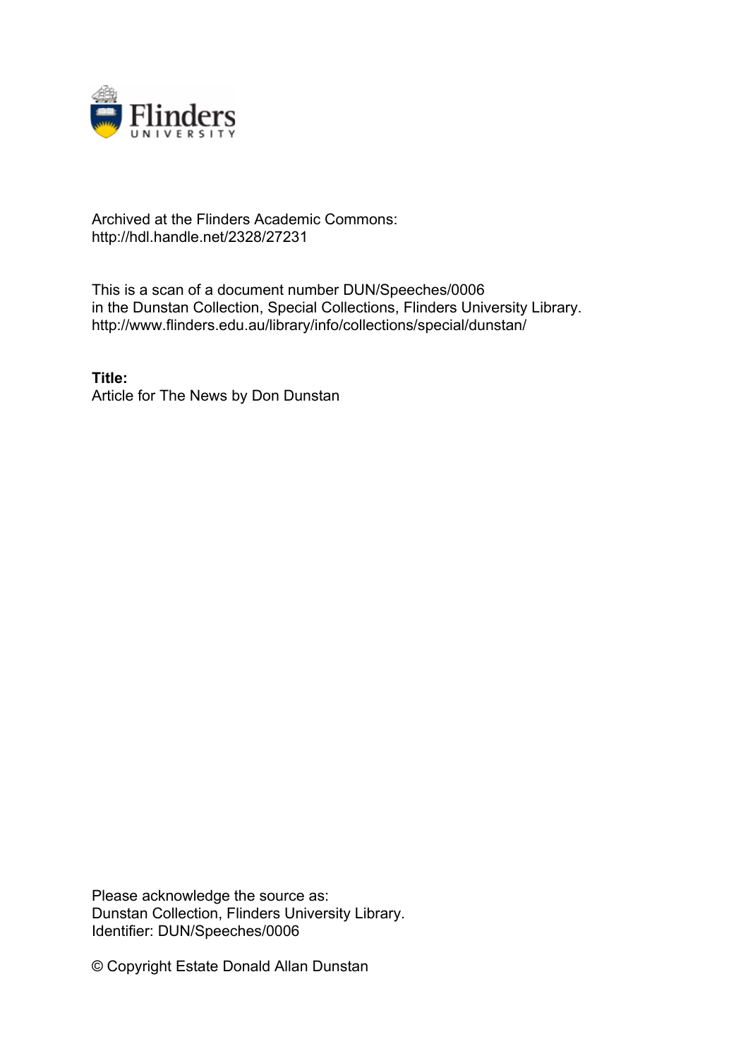Archived at the Flinders Academic Commons:
http://hdl.handle.net/2328/27231

This is a scan of a document number DUN/Speeches/0006
in the Dunstan Collection, Special Collections, Flinders University Library.
http://www.flinders.edu.au/library/info/collections/special/dunstan/

**Title:**
Article for The News by Don Dunstan

Please acknowledge the source as:
Dunstan Collection, Flinders University Library.
Identifier: DUN/Speeches/0006

© Copyright Estate Donald Allan Dunstan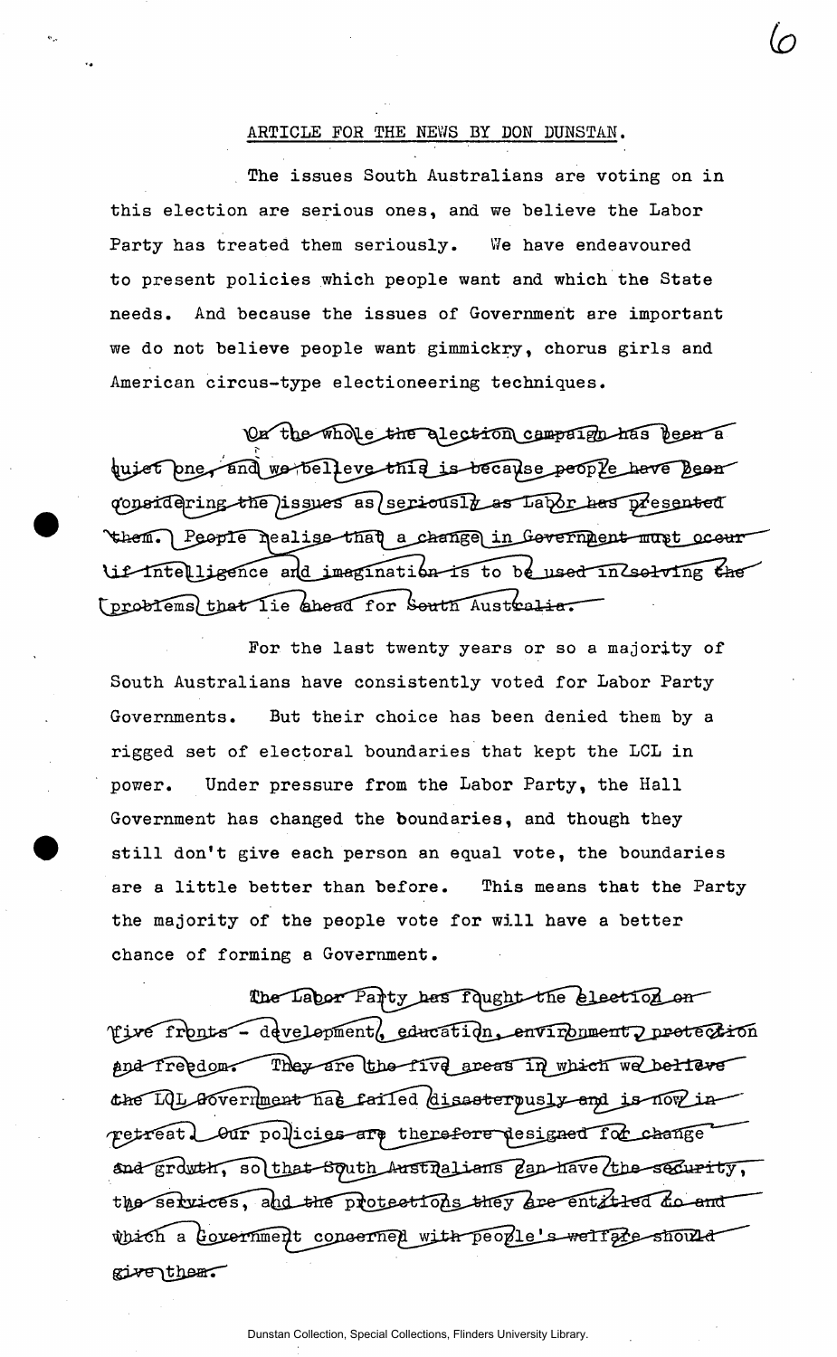ARTICLE FOR THE NEWS BY DON DUNSTAN.

The issues South Australians are voting on in this election are serious ones, and we believe the Labor Party has treated them seriously. We have endeavoured to present policies which people want and which the State needs. And because the issues of Government are important we do not believe people want gimmickry, chorus girls and American circus-type electioneering techniques.

On the whole the election campaign has been a quiet one, and we believe this is because people have been considering the issues as seriously as Labor has presented them. People realise that a change in Government must occur if intelligence and imagination is to be used in solving the problems that lie ahead for South Australia.

For the last twenty years or so a majority of South Australians have consistently voted for Labor Party Governments. But their choice has been denied them by a rigged set of electoral boundaries that kept the LCL in power. Under pressure from the Labor Party, the Hall Government has changed the boundaries, and though they still don't give each person an equal vote, the boundaries are a little better than before. This means that the Party the majority of the people vote for will have a better chance of forming a Government.

The Labor Party has fought the election on five fronts - development, education, environment, protection and freedom. They are the five areas in which we believe the LCL Government has failed disasterously and is now in retreat. Our policies are therefore designed for change and growth, so that South Australians can have the security, the services, and the protections they are entitled to and which a Government concerned with people's welfare should give them.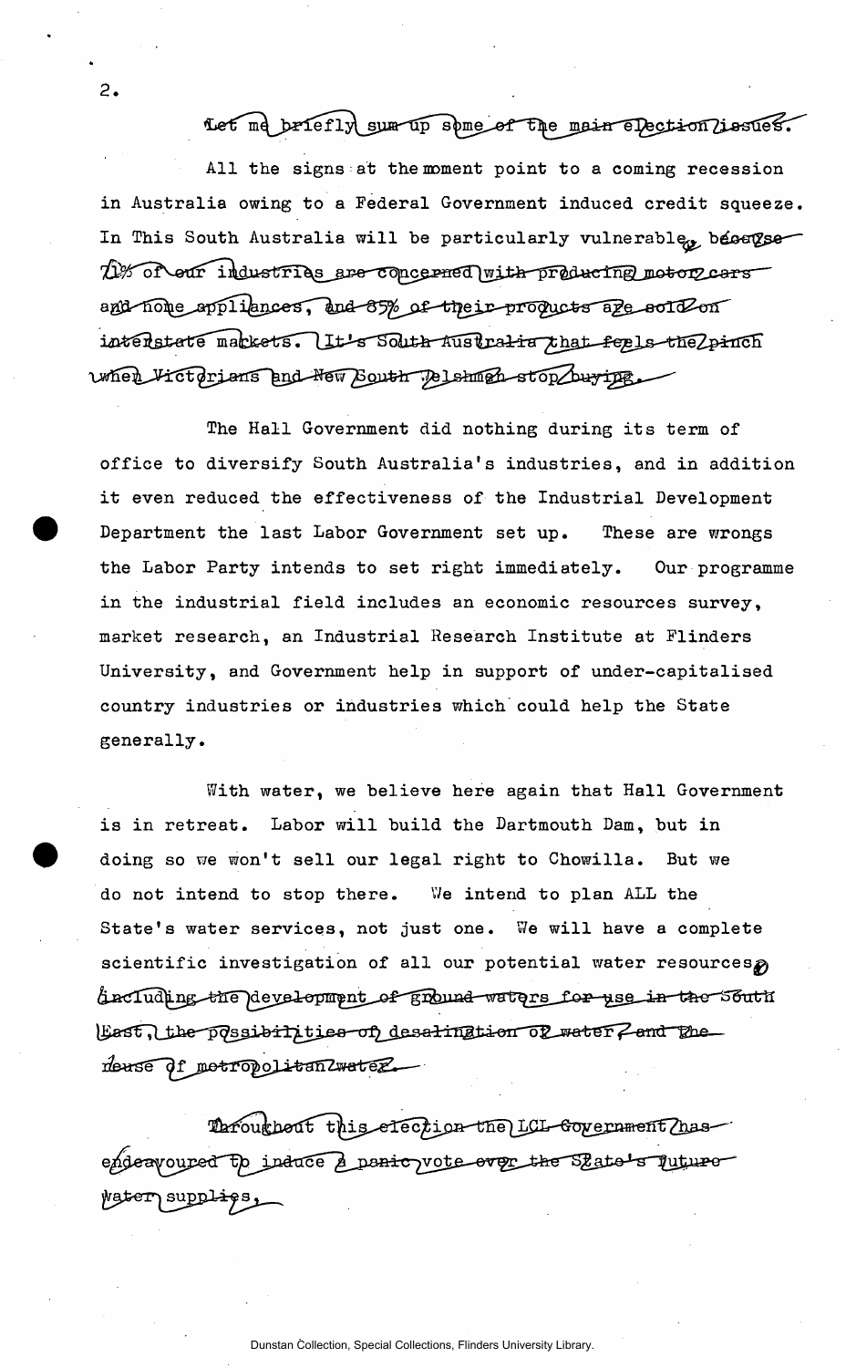Let me briefly sum up some of the main election issues.

All the signs at the moment point to a coming recession in Australia owing to a Federal Government induced credit squeeze. In This South Australia will be particularly vulnerable, because 71% of our industries are concerned with producing motor cars and home appliances, and 85% of their products are sold on interstate markets. It's South Australia that feels the pinch when Victorians and New South Welshmen stop buying.

The Hall Government did nothing during its term of office to diversify South Australia's industries, and in addition it even reduced the effectiveness of the Industrial Development Department the last Labor Government set up. These are wrongs the Labor Party intends to set right immediately. Our programme in the industrial field includes an economic resources survey, market research, an Industrial Research Institute at Flinders University, and Government help in support of under-capitalised country industries or industries which could help the State generally.

With water, we believe here again that Hall Government is in retreat. Labor will build the Dartmouth Dam, but in doing so we won't sell our legal right to Chowilla. But we do not intend to stop there. We intend to plan ALL the State's water services, not just one. We will have a complete scientific investigation of all our potential water resources, including the development of ground waters for use in the South East, the possibilities of desalination of water, and the reuse of metropolitan water.

Throughout this election the LCL Government has endeavoured to induce a panic vote over the State's future water supplies,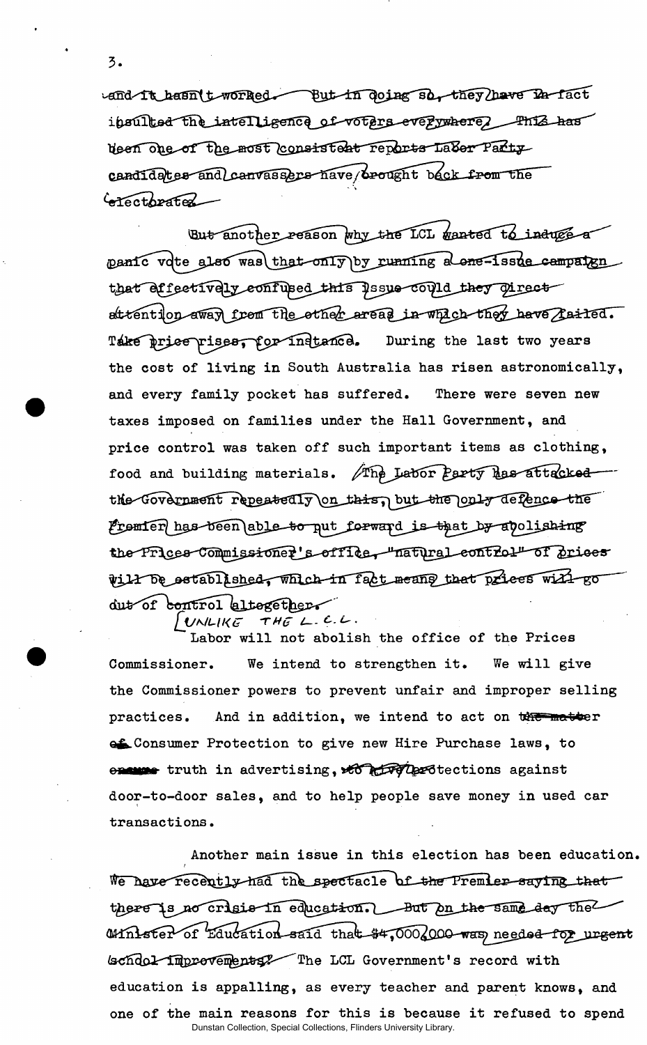and it hasn't worked. But in doing so, they have in fact insulted the intelligence of voters everywhere. This has been one of the most consistent reports Labor Party candidates and canvassers have brought back from the electorates.

But another reason why the LCL wanted to induce a panic vote also was that only by running a one-issue campaign that effectively confused this issue could they direct attention away from the other areas in which they have failed. Take price rises, for instance. During the last two years the cost of living in South Australia has risen astronomically, and every family pocket has suffered. There were seven new taxes imposed on families under the Hall Government, and price control was taken off such important items as clothing, food and building materials. The Labor Party has attacked the Government repeatedly on this, but the only defence the Premier has been able to put forward is that by abolishing the Prices Commissioner's office, "natural control" of prices will be established, which in fact means that prices will go out of control altogether.

[UNLIKE THE L.C.L.

Labor will not abolish the office of the Prices Commissioner. We intend to strengthen it. We will give the Commissioner powers to prevent unfair and improper selling practices. And in addition, we intend to act on ~~the matter of~~ Consumer Protection to give new Hire Purchase laws, to ~~ensure~~ truth in advertising, ~~to give~~ protections against door-to-door sales, and to help people save money in used car transactions.

Another main issue in this election has been education. We have recently had the spectacle of the Premier saying that there is no crisis in education. But on the same day the Minister of Education said that $4,000,000 was needed for urgent school improvements. The LCL Government's record with education is appalling, as every teacher and parent knows, and one of the main reasons for this is because it refused to spend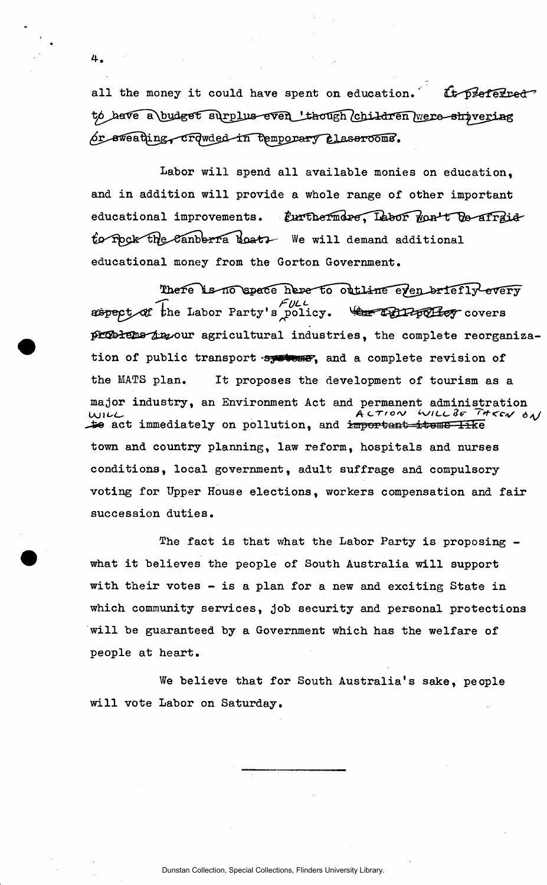all the money it could have spent on education. ~~It preferred to have a budget surplus even 'though children were shivering or sweating, crowded in temporary classrooms.~~

Labor will spend all available monies on education, and in addition will provide a whole range of other important educational improvements. ~~Furthermore, Labor won't be afraid to rock the Canberra boat.~~ We will demand additional educational money from the Gorton Government.

~~There is no space here to outline even briefly every aspect of~~ The Labor Party's FULL policy. ~~Our full policy~~ covers ~~problems in~~ our agricultural industries, the complete reorganization of public transport ~~systems~~, and a complete revision of the MATS plan. It proposes the development of tourism as a major industry, an Environment Act and permanent administration WILL ~~to~~ act immediately on pollution, and ACTION WILL BE TAKEN ON ~~important items like~~ town and country planning, law reform, hospitals and nurses conditions, local government, adult suffrage and compulsory voting for Upper House elections, workers compensation and fair succession duties.

The fact is that what the Labor Party is proposing - what it believes the people of South Australia will support with their votes - is a plan for a new and exciting State in which community services, job security and personal protections will be guaranteed by a Government which has the welfare of people at heart.

We believe that for South Australia's sake, people will vote Labor on Saturday.

---

Dunstan Collection, Special Collections, Flinders University Library.